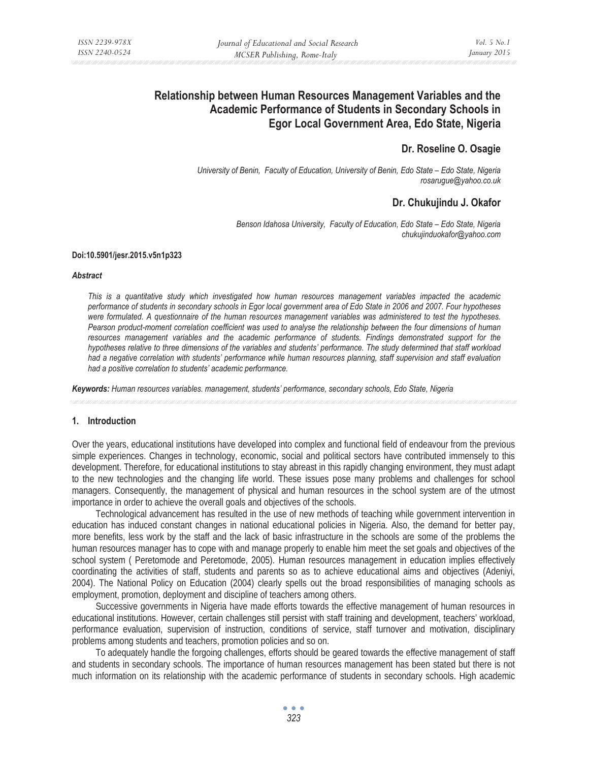# Relationship between Human Resources Management Variables and the Academic Performance of Students in Secondary Schools in Egor Local Government Area, Edo State, Nigeria

**Dr. Roseline O. Osagie**

*University of Benin, Faculty of Education, University of Benin, Edo State – Edo State, Nigeria*
*rosarugue@yahoo.co.uk*

**Dr. Chukujindu J. Okafor**

*Benson Idahosa University, Faculty of Education, Edo State – Edo State, Nigeria*
*chukujinduokafor@yahoo.com*

**Doi:10.5901/jesr.2015.v5n1p323**

***Abstract***

*This is a quantitative study which investigated how human resources management variables impacted the academic performance of students in secondary schools in Egor local government area of Edo State in 2006 and 2007. Four hypotheses were formulated. A questionnaire of the human resources management variables was administered to test the hypotheses. Pearson product-moment correlation coefficient was used to analyse the relationship between the four dimensions of human resources management variables and the academic performance of students. Findings demonstrated support for the hypotheses relative to three dimensions of the variables and students' performance. The study determined that staff workload had a negative correlation with students' performance while human resources planning, staff supervision and staff evaluation had a positive correlation to students' academic performance.*

***Keywords:*** *Human resources variables. management, students' performance, secondary schools, Edo State, Nigeria*

## 1. Introduction

Over the years, educational institutions have developed into complex and functional field of endeavour from the previous simple experiences. Changes in technology, economic, social and political sectors have contributed immensely to this development. Therefore, for educational institutions to stay abreast in this rapidly changing environment, they must adapt to the new technologies and the changing life world. These issues pose many problems and challenges for school managers. Consequently, the management of physical and human resources in the school system are of the utmost importance in order to achieve the overall goals and objectives of the schools.

Technological advancement has resulted in the use of new methods of teaching while government intervention in education has induced constant changes in national educational policies in Nigeria. Also, the demand for better pay, more benefits, less work by the staff and the lack of basic infrastructure in the schools are some of the problems the human resources manager has to cope with and manage properly to enable him meet the set goals and objectives of the school system ( Peretomode and Peretomode, 2005). Human resources management in education implies effectively coordinating the activities of staff, students and parents so as to achieve educational aims and objectives (Adeniyi, 2004). The National Policy on Education (2004) clearly spells out the broad responsibilities of managing schools as employment, promotion, deployment and discipline of teachers among others.

Successive governments in Nigeria have made efforts towards the effective management of human resources in educational institutions. However, certain challenges still persist with staff training and development, teachers' workload, performance evaluation, supervision of instruction, conditions of service, staff turnover and motivation, disciplinary problems among students and teachers, promotion policies and so on.

To adequately handle the forgoing challenges, efforts should be geared towards the effective management of staff and students in secondary schools. The importance of human resources management has been stated but there is not much information on its relationship with the academic performance of students in secondary schools. High academic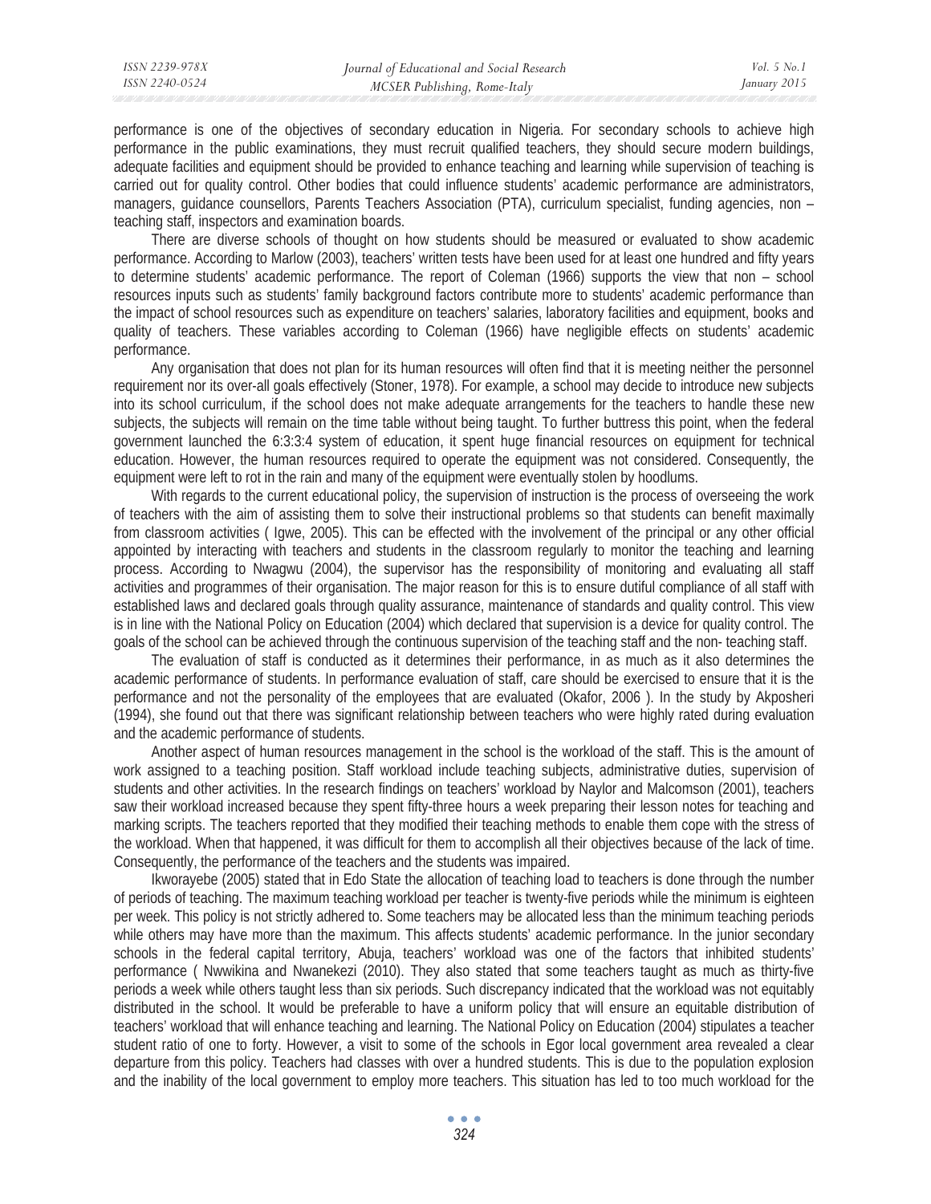performance is one of the objectives of secondary education in Nigeria. For secondary schools to achieve high performance in the public examinations, they must recruit qualified teachers, they should secure modern buildings, adequate facilities and equipment should be provided to enhance teaching and learning while supervision of teaching is carried out for quality control. Other bodies that could influence students' academic performance are administrators, managers, guidance counsellors, Parents Teachers Association (PTA), curriculum specialist, funding agencies, non – teaching staff, inspectors and examination boards.

There are diverse schools of thought on how students should be measured or evaluated to show academic performance. According to Marlow (2003), teachers' written tests have been used for at least one hundred and fifty years to determine students' academic performance. The report of Coleman (1966) supports the view that non – school resources inputs such as students' family background factors contribute more to students' academic performance than the impact of school resources such as expenditure on teachers' salaries, laboratory facilities and equipment, books and quality of teachers. These variables according to Coleman (1966) have negligible effects on students' academic performance.

Any organisation that does not plan for its human resources will often find that it is meeting neither the personnel requirement nor its over-all goals effectively (Stoner, 1978). For example, a school may decide to introduce new subjects into its school curriculum, if the school does not make adequate arrangements for the teachers to handle these new subjects, the subjects will remain on the time table without being taught. To further buttress this point, when the federal government launched the 6:3:3:4 system of education, it spent huge financial resources on equipment for technical education. However, the human resources required to operate the equipment was not considered. Consequently, the equipment were left to rot in the rain and many of the equipment were eventually stolen by hoodlums.

With regards to the current educational policy, the supervision of instruction is the process of overseeing the work of teachers with the aim of assisting them to solve their instructional problems so that students can benefit maximally from classroom activities ( Igwe, 2005). This can be effected with the involvement of the principal or any other official appointed by interacting with teachers and students in the classroom regularly to monitor the teaching and learning process. According to Nwagwu (2004), the supervisor has the responsibility of monitoring and evaluating all staff activities and programmes of their organisation. The major reason for this is to ensure dutiful compliance of all staff with established laws and declared goals through quality assurance, maintenance of standards and quality control. This view is in line with the National Policy on Education (2004) which declared that supervision is a device for quality control. The goals of the school can be achieved through the continuous supervision of the teaching staff and the non- teaching staff.

The evaluation of staff is conducted as it determines their performance, in as much as it also determines the academic performance of students. In performance evaluation of staff, care should be exercised to ensure that it is the performance and not the personality of the employees that are evaluated (Okafor, 2006 ). In the study by Akposheri (1994), she found out that there was significant relationship between teachers who were highly rated during evaluation and the academic performance of students.

Another aspect of human resources management in the school is the workload of the staff. This is the amount of work assigned to a teaching position. Staff workload include teaching subjects, administrative duties, supervision of students and other activities. In the research findings on teachers' workload by Naylor and Malcomson (2001), teachers saw their workload increased because they spent fifty-three hours a week preparing their lesson notes for teaching and marking scripts. The teachers reported that they modified their teaching methods to enable them cope with the stress of the workload. When that happened, it was difficult for them to accomplish all their objectives because of the lack of time. Consequently, the performance of the teachers and the students was impaired.

Ikworayebe (2005) stated that in Edo State the allocation of teaching load to teachers is done through the number of periods of teaching. The maximum teaching workload per teacher is twenty-five periods while the minimum is eighteen per week. This policy is not strictly adhered to. Some teachers may be allocated less than the minimum teaching periods while others may have more than the maximum. This affects students' academic performance. In the junior secondary schools in the federal capital territory, Abuja, teachers' workload was one of the factors that inhibited students' performance ( Nwwikina and Nwanekezi (2010). They also stated that some teachers taught as much as thirty-five periods a week while others taught less than six periods. Such discrepancy indicated that the workload was not equitably distributed in the school. It would be preferable to have a uniform policy that will ensure an equitable distribution of teachers' workload that will enhance teaching and learning. The National Policy on Education (2004) stipulates a teacher student ratio of one to forty. However, a visit to some of the schools in Egor local government area revealed a clear departure from this policy. Teachers had classes with over a hundred students. This is due to the population explosion and the inability of the local government to employ more teachers. This situation has led to too much workload for the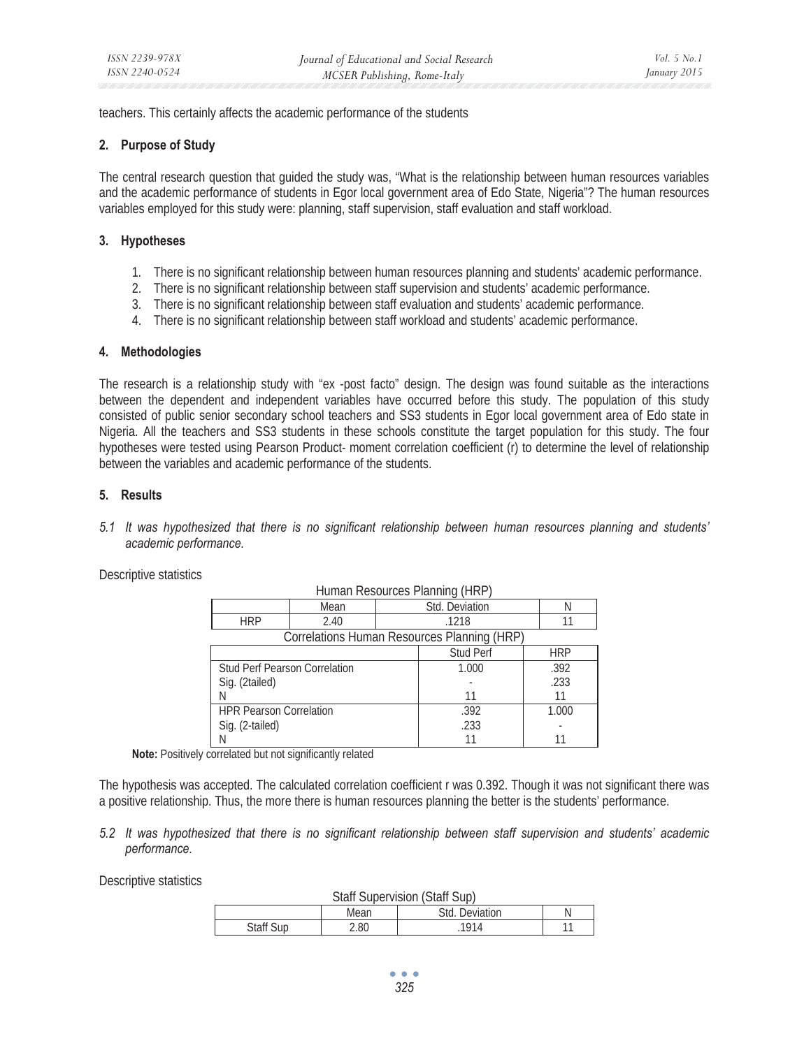teachers. This certainly affects the academic performance of the students

## 2. Purpose of Study

The central research question that guided the study was, "What is the relationship between human resources variables and the academic performance of students in Egor local government area of Edo State, Nigeria"? The human resources variables employed for this study were: planning, staff supervision, staff evaluation and staff workload.

## 3. Hypotheses

1. There is no significant relationship between human resources planning and students' academic performance.
2. There is no significant relationship between staff supervision and students' academic performance.
3. There is no significant relationship between staff evaluation and students' academic performance.
4. There is no significant relationship between staff workload and students' academic performance.

## 4. Methodologies

The research is a relationship study with "ex -post facto" design. The design was found suitable as the interactions between the dependent and independent variables have occurred before this study. The population of this study consisted of public senior secondary school teachers and SS3 students in Egor local government area of Edo state in Nigeria. All the teachers and SS3 students in these schools constitute the target population for this study. The four hypotheses were tested using Pearson Product- moment correlation coefficient (r) to determine the level of relationship between the variables and academic performance of the students.

## 5. Results

*5.1 It was hypothesized that there is no significant relationship between human resources planning and students' academic performance.*

Descriptive statistics

Human Resources Planning (HRP)

| | Mean | Std. Deviation | N |
|---|---|---|---|
| HRP | 2.40 | .1218 | 11 |

Correlations Human Resources Planning (HRP)

| | Stud Perf | HRP |
|---|---|---|
| Stud Perf Pearson Correlation | 1.000 | .392 |
| Sig. (2tailed) | - | .233 |
| N | 11 | 11 |
| HPR Pearson Correlation | .392 | 1.000 |
| Sig. (2-tailed) | .233 | - |
| N | 11 | 11 |

**Note:** Positively correlated but not significantly related

The hypothesis was accepted. The calculated correlation coefficient r was 0.392. Though it was not significant there was a positive relationship. Thus, the more there is human resources planning the better is the students' performance.

*5.2 It was hypothesized that there is no significant relationship between staff supervision and students' academic performance.*

Descriptive statistics

Staff Supervision (Staff Sup)

| | Mean | Std. Deviation | N |
|---|---|---|---|
| Staff Sup | 2.80 | .1914 | 11 |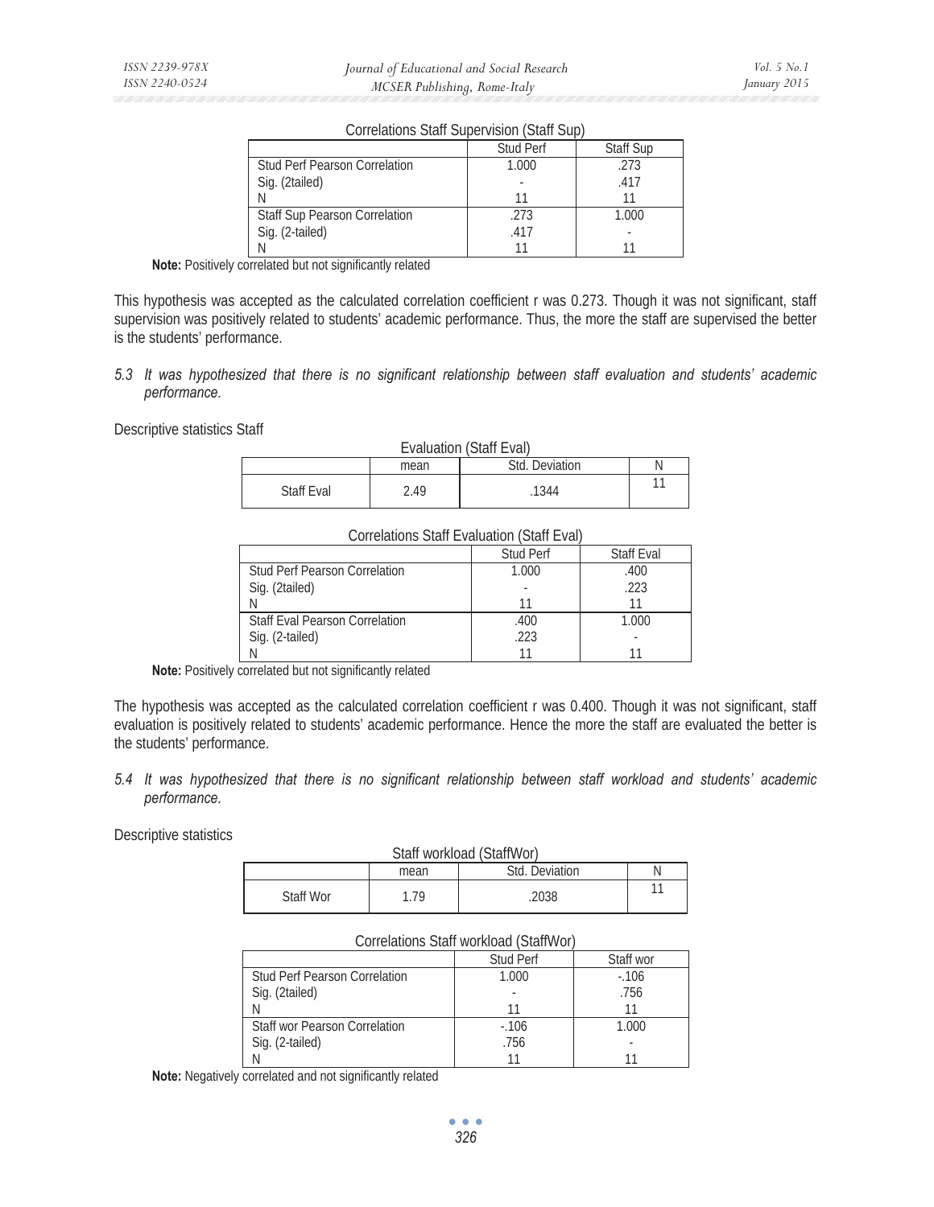Correlations Staff Supervision (Staff Sup)

| | Stud Perf | Staff Sup |
|---|---|---|
| Stud Perf Pearson Correlation | 1.000 | .273 |
| Sig. (2tailed) | - | .417 |
| N | 11 | 11 |
| Staff Sup Pearson Correlation | .273 | 1.000 |
| Sig. (2-tailed) | .417 | - |
| N | 11 | 11 |

**Note:** Positively correlated but not significantly related

This hypothesis was accepted as the calculated correlation coefficient r was 0.273. Though it was not significant, staff supervision was positively related to students' academic performance. Thus, the more the staff are supervised the better is the students' performance.

*5.3 It was hypothesized that there is no significant relationship between staff evaluation and students' academic performance.*

Descriptive statistics Staff

Evaluation (Staff Eval)

| | mean | Std. Deviation | N |
|---|---|---|---|
| Staff Eval | 2.49 | .1344 | 11 |

Correlations Staff Evaluation (Staff Eval)

| | Stud Perf | Staff Eval |
|---|---|---|
| Stud Perf Pearson Correlation | 1.000 | .400 |
| Sig. (2tailed) | - | .223 |
| N | 11 | 11 |
| Staff Eval Pearson Correlation | .400 | 1.000 |
| Sig. (2-tailed) | .223 | - |
| N | 11 | 11 |

**Note:** Positively correlated but not significantly related

The hypothesis was accepted as the calculated correlation coefficient r was 0.400. Though it was not significant, staff evaluation is positively related to students' academic performance. Hence the more the staff are evaluated the better is the students' performance.

*5.4 It was hypothesized that there is no significant relationship between staff workload and students' academic performance.*

Descriptive statistics

Staff workload (StaffWor)

| | mean | Std. Deviation | N |
|---|---|---|---|
| Staff Wor | 1.79 | .2038 | 11 |

Correlations Staff workload (StaffWor)

| | Stud Perf | Staff wor |
|---|---|---|
| Stud Perf Pearson Correlation | 1.000 | -.106 |
| Sig. (2tailed) | - | .756 |
| N | 11 | 11 |
| Staff wor Pearson Correlation | -.106 | 1.000 |
| Sig. (2-tailed) | .756 | - |
| N | 11 | 11 |

**Note:** Negatively correlated and not significantly related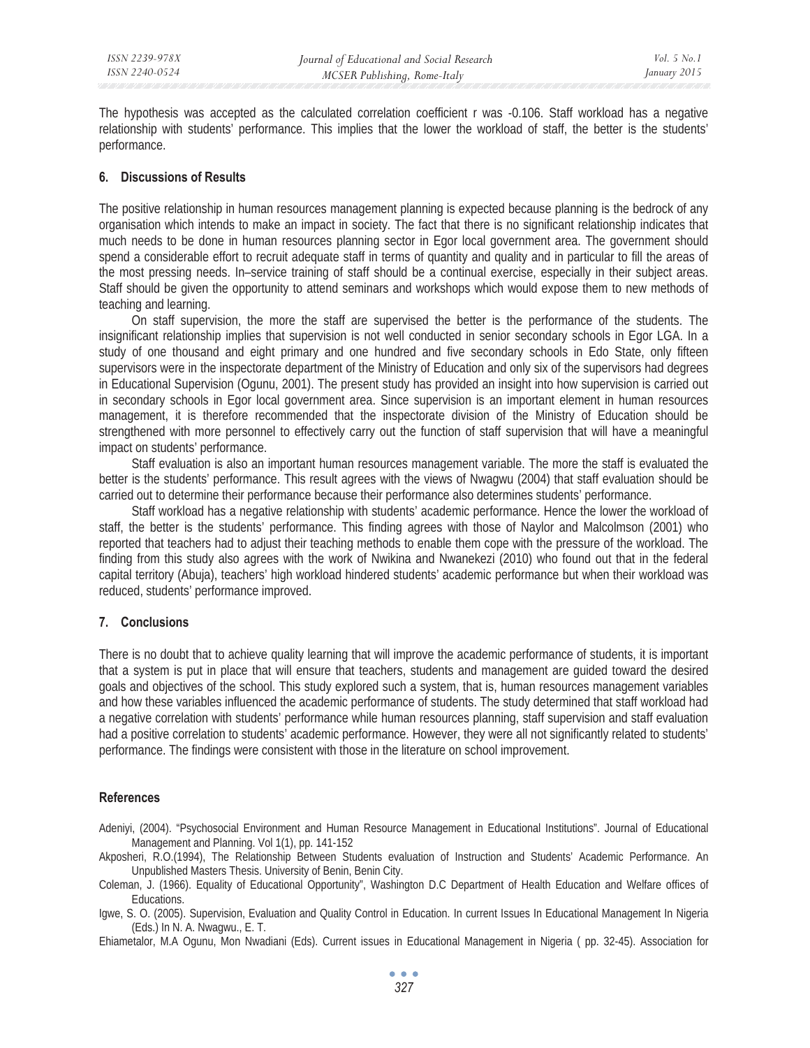The hypothesis was accepted as the calculated correlation coefficient r was -0.106. Staff workload has a negative relationship with students' performance. This implies that the lower the workload of staff, the better is the students' performance.

## 6. Discussions of Results

The positive relationship in human resources management planning is expected because planning is the bedrock of any organisation which intends to make an impact in society. The fact that there is no significant relationship indicates that much needs to be done in human resources planning sector in Egor local government area. The government should spend a considerable effort to recruit adequate staff in terms of quantity and quality and in particular to fill the areas of the most pressing needs. In–service training of staff should be a continual exercise, especially in their subject areas. Staff should be given the opportunity to attend seminars and workshops which would expose them to new methods of teaching and learning.

On staff supervision, the more the staff are supervised the better is the performance of the students. The insignificant relationship implies that supervision is not well conducted in senior secondary schools in Egor LGA. In a study of one thousand and eight primary and one hundred and five secondary schools in Edo State, only fifteen supervisors were in the inspectorate department of the Ministry of Education and only six of the supervisors had degrees in Educational Supervision (Ogunu, 2001). The present study has provided an insight into how supervision is carried out in secondary schools in Egor local government area. Since supervision is an important element in human resources management, it is therefore recommended that the inspectorate division of the Ministry of Education should be strengthened with more personnel to effectively carry out the function of staff supervision that will have a meaningful impact on students' performance.

Staff evaluation is also an important human resources management variable. The more the staff is evaluated the better is the students' performance. This result agrees with the views of Nwagwu (2004) that staff evaluation should be carried out to determine their performance because their performance also determines students' performance.

Staff workload has a negative relationship with students' academic performance. Hence the lower the workload of staff, the better is the students' performance. This finding agrees with those of Naylor and Malcolmson (2001) who reported that teachers had to adjust their teaching methods to enable them cope with the pressure of the workload. The finding from this study also agrees with the work of Nwikina and Nwanekezi (2010) who found out that in the federal capital territory (Abuja), teachers' high workload hindered students' academic performance but when their workload was reduced, students' performance improved.

## 7. Conclusions

There is no doubt that to achieve quality learning that will improve the academic performance of students, it is important that a system is put in place that will ensure that teachers, students and management are guided toward the desired goals and objectives of the school. This study explored such a system, that is, human resources management variables and how these variables influenced the academic performance of students. The study determined that staff workload had a negative correlation with students' performance while human resources planning, staff supervision and staff evaluation had a positive correlation to students' academic performance. However, they were all not significantly related to students' performance. The findings were consistent with those in the literature on school improvement.

## References

Adeniyi, (2004). "Psychosocial Environment and Human Resource Management in Educational Institutions". Journal of Educational Management and Planning. Vol 1(1), pp. 141-152

Akposheri, R.O.(1994), The Relationship Between Students evaluation of Instruction and Students' Academic Performance. An Unpublished Masters Thesis. University of Benin, Benin City.

Coleman, J. (1966). Equality of Educational Opportunity", Washington D.C Department of Health Education and Welfare offices of Educations.

Igwe, S. O. (2005). Supervision, Evaluation and Quality Control in Education. In current Issues In Educational Management In Nigeria (Eds.) In N. A. Nwagwu., E. T.

Ehiametalor, M.A Ogunu, Mon Nwadiani (Eds). Current issues in Educational Management in Nigeria ( pp. 32-45). Association for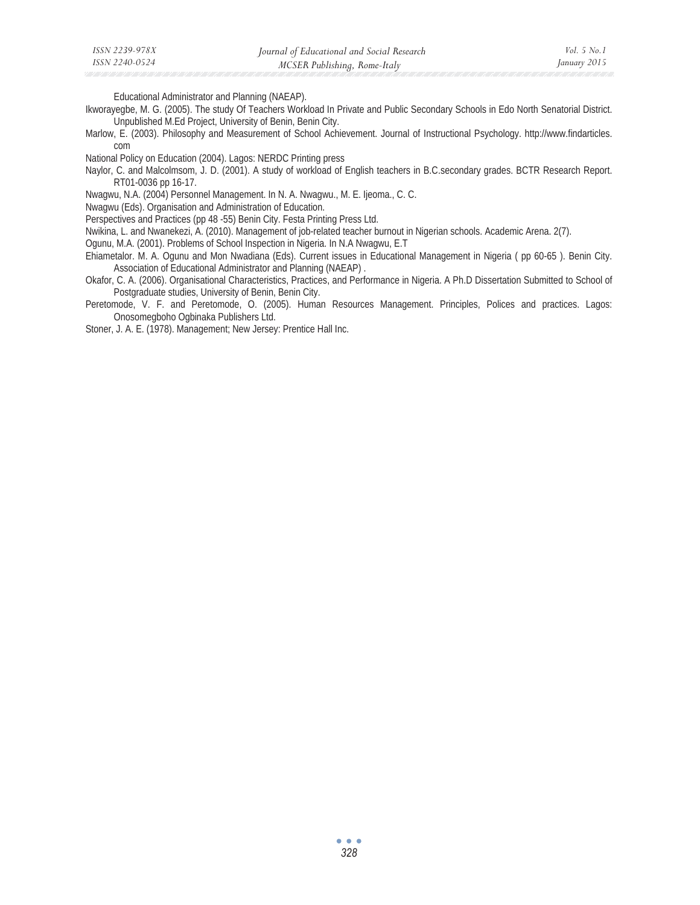Educational Administrator and Planning (NAEAP).

Ikworayegbe, M. G. (2005). The study Of Teachers Workload In Private and Public Secondary Schools in Edo North Senatorial District. Unpublished M.Ed Project, University of Benin, Benin City.

Marlow, E. (2003). Philosophy and Measurement of School Achievement. Journal of Instructional Psychology. http://www.findarticles.com

National Policy on Education (2004). Lagos: NERDC Printing press

Naylor, C. and Malcolmsom, J. D. (2001). A study of workload of English teachers in B.C.secondary grades. BCTR Research Report. RT01-0036 pp 16-17.

Nwagwu, N.A. (2004) Personnel Management. In N. A. Nwagwu., M. E. Ijeoma., C. C.

Nwagwu (Eds). Organisation and Administration of Education.

Perspectives and Practices (pp 48 -55) Benin City. Festa Printing Press Ltd.

Nwikina, L. and Nwanekezi, A. (2010). Management of job-related teacher burnout in Nigerian schools. Academic Arena. 2(7).

Ogunu, M.A. (2001). Problems of School Inspection in Nigeria. In N.A Nwagwu, E.T

Ehiametalor. M. A. Ogunu and Mon Nwadiana (Eds). Current issues in Educational Management in Nigeria ( pp 60-65 ). Benin City. Association of Educational Administrator and Planning (NAEAP) .

Okafor, C. A. (2006). Organisational Characteristics, Practices, and Performance in Nigeria. A Ph.D Dissertation Submitted to School of Postgraduate studies, University of Benin, Benin City.

Peretomode, V. F. and Peretomode, O. (2005). Human Resources Management. Principles, Polices and practices. Lagos: Onosomegboho Ogbinaka Publishers Ltd.

Stoner, J. A. E. (1978). Management; New Jersey: Prentice Hall Inc.